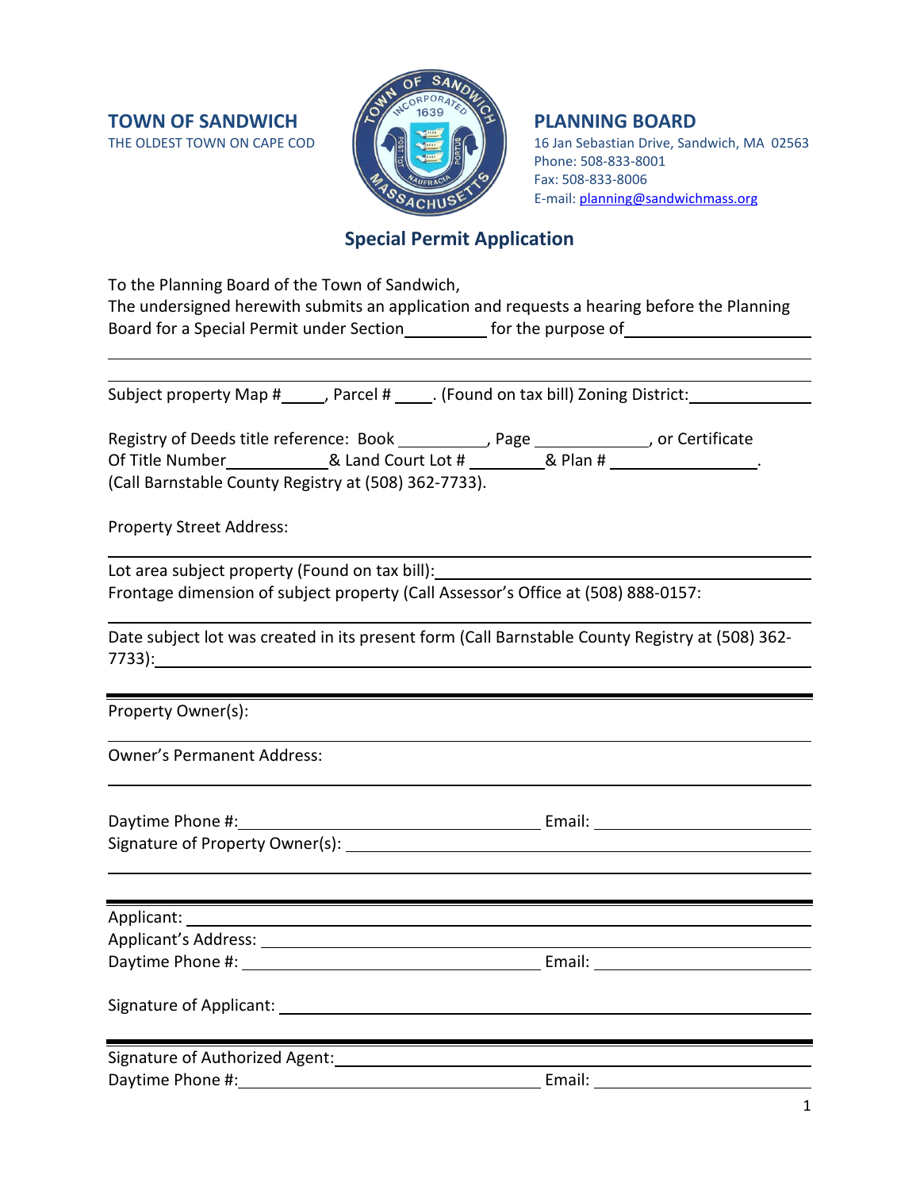**TOWN OF SANDWICH**
THE OLDEST TOWN ON CAPE COD

**PLANNING BOARD**
16 Jan Sebastian Drive, Sandwich, MA 02563
Phone: 508-833-8001
Fax: 508-833-8006
E-mail: planning@sandwichmass.org

## Special Permit Application

To the Planning Board of the Town of Sandwich,
The undersigned herewith submits an application and requests a hearing before the Planning Board for a Special Permit under Section________ for the purpose of____________________

______________________________________________________________________________

Subject property Map #_____, Parcel # _____. (Found on tax bill) Zoning District:____________

Registry of Deeds title reference: Book __________, Page ____________, or Certificate Of Title Number__________& Land Court Lot # ________& Plan # ______________.
(Call Barnstable County Registry at (508) 362-7733).

Property Street Address:

______________________________________________________________________________

Lot area subject property (Found on tax bill):_________________________________________
Frontage dimension of subject property (Call Assessor's Office at (508) 888-0157:

______________________________________________________________________________

Date subject lot was created in its present form (Call Barnstable County Registry at (508) 362-7733):_____________________________________________________________________

---

Property Owner(s):

Owner's Permanent Address:

______________________________________________________________________________

Daytime Phone #:_________________________________ Email: ____________________
Signature of Property Owner(s): _________________________________________________

---

Applicant: ___________________________________________________________________
Applicant's Address: ___________________________________________________________
Daytime Phone #: _________________________________ Email: ____________________

Signature of Applicant: _________________________________________________________

---

Signature of Authorized Agent:___________________________________________________
Daytime Phone #:_________________________________ Email: ____________________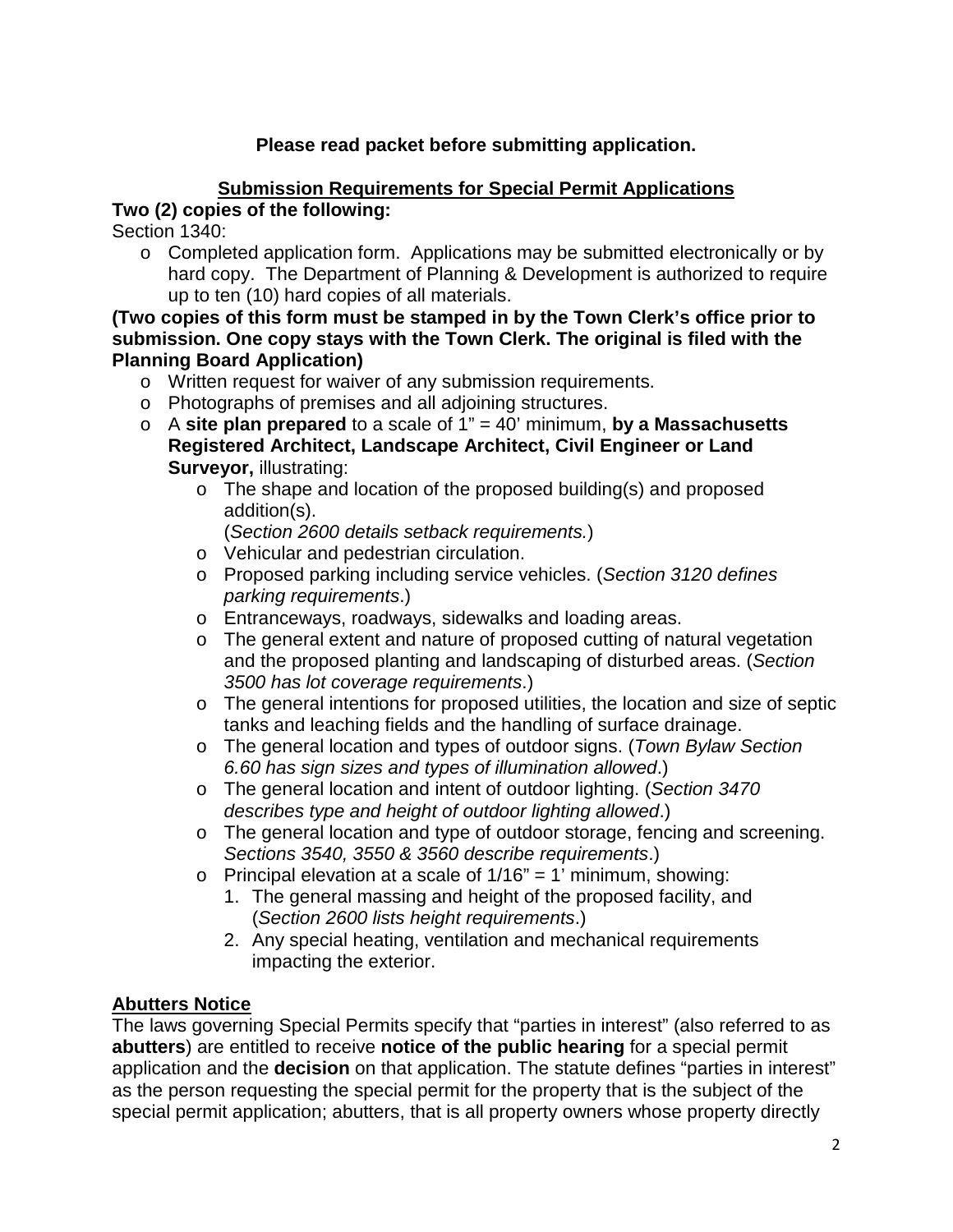**Please read packet before submitting application.**

## Submission Requirements for Special Permit Applications

**Two (2) copies of the following:**

Section 1340:

- Completed application form. Applications may be submitted electronically or by hard copy. The Department of Planning & Development is authorized to require up to ten (10) hard copies of all materials.

**(Two copies of this form must be stamped in by the Town Clerk's office prior to submission. One copy stays with the Town Clerk. The original is filed with the Planning Board Application)**

- Written request for waiver of any submission requirements.
- Photographs of premises and all adjoining structures.
- A **site plan prepared** to a scale of 1" = 40' minimum, **by a Massachusetts Registered Architect, Landscape Architect, Civil Engineer or Land Surveyor,** illustrating:
  - The shape and location of the proposed building(s) and proposed addition(s).
    (*Section 2600 details setback requirements.*)
  - Vehicular and pedestrian circulation.
  - Proposed parking including service vehicles. (*Section 3120 defines parking requirements*.)
  - Entranceways, roadways, sidewalks and loading areas.
  - The general extent and nature of proposed cutting of natural vegetation and the proposed planting and landscaping of disturbed areas. (*Section 3500 has lot coverage requirements*.)
  - The general intentions for proposed utilities, the location and size of septic tanks and leaching fields and the handling of surface drainage.
  - The general location and types of outdoor signs. (*Town Bylaw Section 6.60 has sign sizes and types of illumination allowed*.)
  - The general location and intent of outdoor lighting. (*Section 3470 describes type and height of outdoor lighting allowed*.)
  - The general location and type of outdoor storage, fencing and screening. *Sections 3540, 3550 & 3560 describe requirements*.)
  - Principal elevation at a scale of 1/16" = 1' minimum, showing:
    1. The general massing and height of the proposed facility, and (*Section 2600 lists height requirements*.)
    2. Any special heating, ventilation and mechanical requirements impacting the exterior.

## Abutters Notice

The laws governing Special Permits specify that "parties in interest" (also referred to as **abutters**) are entitled to receive **notice of the public hearing** for a special permit application and the **decision** on that application. The statute defines "parties in interest" as the person requesting the special permit for the property that is the subject of the special permit application; abutters, that is all property owners whose property directly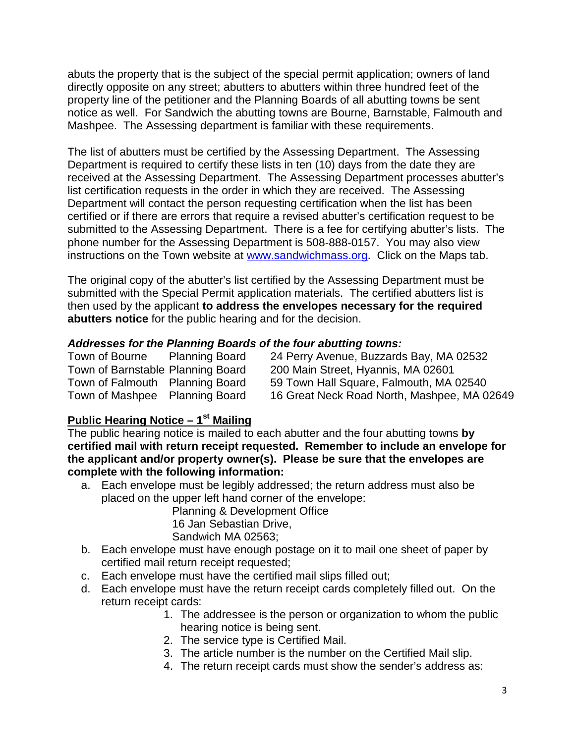abuts the property that is the subject of the special permit application; owners of land directly opposite on any street; abutters to abutters within three hundred feet of the property line of the petitioner and the Planning Boards of all abutting towns be sent notice as well. For Sandwich the abutting towns are Bourne, Barnstable, Falmouth and Mashpee. The Assessing department is familiar with these requirements.

The list of abutters must be certified by the Assessing Department. The Assessing Department is required to certify these lists in ten (10) days from the date they are received at the Assessing Department. The Assessing Department processes abutter's list certification requests in the order in which they are received. The Assessing Department will contact the person requesting certification when the list has been certified or if there are errors that require a revised abutter's certification request to be submitted to the Assessing Department. There is a fee for certifying abutter's lists. The phone number for the Assessing Department is 508-888-0157. You may also view instructions on the Town website at [www.sandwichmass.org](http://www.sandwichmass.org). Click on the Maps tab.

The original copy of the abutter's list certified by the Assessing Department must be submitted with the Special Permit application materials. The certified abutters list is then used by the applicant **to address the envelopes necessary for the required abutters notice** for the public hearing and for the decision.

***Addresses for the Planning Boards of the four abutting towns:***

| | | |
|---|---|---|
| Town of Bourne | Planning Board | 24 Perry Avenue, Buzzards Bay, MA 02532 |
| Town of Barnstable | Planning Board | 200 Main Street, Hyannis, MA 02601 |
| Town of Falmouth | Planning Board | 59 Town Hall Square, Falmouth, MA 02540 |
| Town of Mashpee | Planning Board | 16 Great Neck Road North, Mashpee, MA 02649 |

**<u>Public Hearing Notice – 1st Mailing</u>**

The public hearing notice is mailed to each abutter and the four abutting towns **by certified mail with return receipt requested. Remember to include an envelope for the applicant and/or property owner(s). Please be sure that the envelopes are complete with the following information:**

a. Each envelope must be legibly addressed; the return address must also be placed on the upper left hand corner of the envelope:

   Planning & Development Office
   16 Jan Sebastian Drive,
   Sandwich MA 02563;

b. Each envelope must have enough postage on it to mail one sheet of paper by certified mail return receipt requested;

c. Each envelope must have the certified mail slips filled out;

d. Each envelope must have the return receipt cards completely filled out. On the return receipt cards:

   1. The addressee is the person or organization to whom the public hearing notice is being sent.
   2. The service type is Certified Mail.
   3. The article number is the number on the Certified Mail slip.
   4. The return receipt cards must show the sender's address as: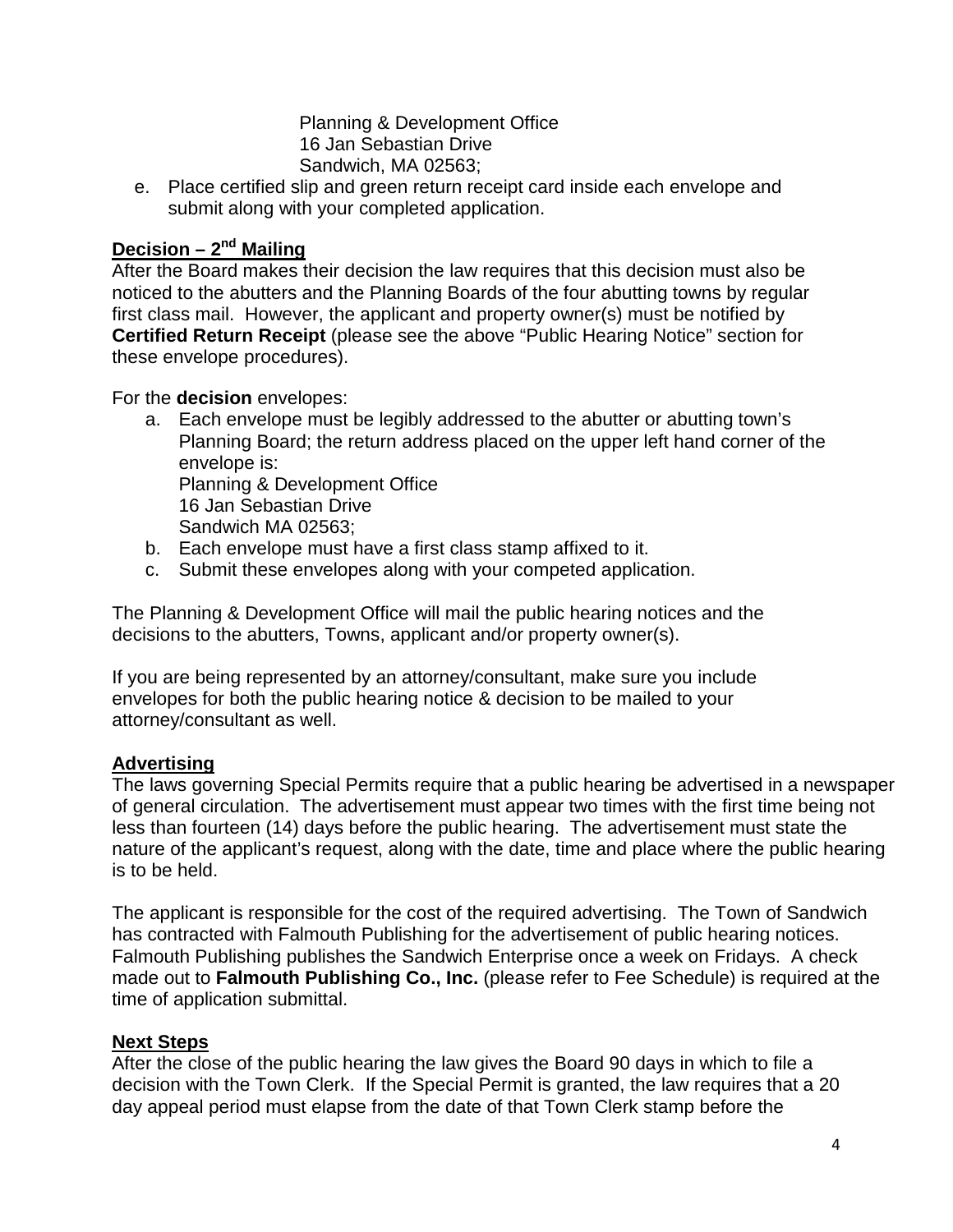Planning & Development Office
16 Jan Sebastian Drive
Sandwich, MA 02563;

e. Place certified slip and green return receipt card inside each envelope and submit along with your completed application.

## Decision – 2nd Mailing

After the Board makes their decision the law requires that this decision must also be noticed to the abutters and the Planning Boards of the four abutting towns by regular first class mail. However, the applicant and property owner(s) must be notified by **Certified Return Receipt** (please see the above "Public Hearing Notice" section for these envelope procedures).

For the **decision** envelopes:

a. Each envelope must be legibly addressed to the abutter or abutting town's Planning Board; the return address placed on the upper left hand corner of the envelope is:
   Planning & Development Office
   16 Jan Sebastian Drive
   Sandwich MA 02563;
b. Each envelope must have a first class stamp affixed to it.
c. Submit these envelopes along with your competed application.

The Planning & Development Office will mail the public hearing notices and the decisions to the abutters, Towns, applicant and/or property owner(s).

If you are being represented by an attorney/consultant, make sure you include envelopes for both the public hearing notice & decision to be mailed to your attorney/consultant as well.

## Advertising

The laws governing Special Permits require that a public hearing be advertised in a newspaper of general circulation. The advertisement must appear two times with the first time being not less than fourteen (14) days before the public hearing. The advertisement must state the nature of the applicant's request, along with the date, time and place where the public hearing is to be held.

The applicant is responsible for the cost of the required advertising. The Town of Sandwich has contracted with Falmouth Publishing for the advertisement of public hearing notices. Falmouth Publishing publishes the Sandwich Enterprise once a week on Fridays. A check made out to **Falmouth Publishing Co., Inc.** (please refer to Fee Schedule) is required at the time of application submittal.

## Next Steps

After the close of the public hearing the law gives the Board 90 days in which to file a decision with the Town Clerk. If the Special Permit is granted, the law requires that a 20 day appeal period must elapse from the date of that Town Clerk stamp before the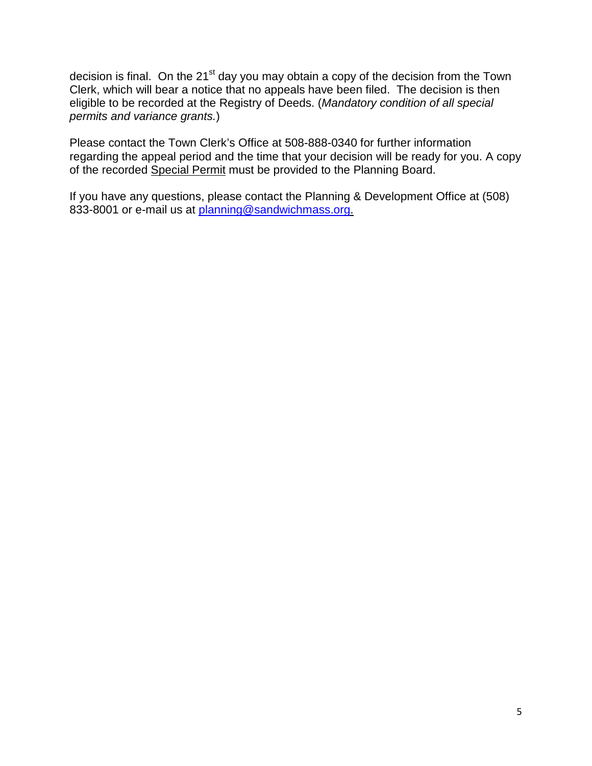decision is final. On the 21st day you may obtain a copy of the decision from the Town Clerk, which will bear a notice that no appeals have been filed. The decision is then eligible to be recorded at the Registry of Deeds. (*Mandatory condition of all special permits and variance grants.*)

Please contact the Town Clerk's Office at 508-888-0340 for further information regarding the appeal period and the time that your decision will be ready for you. A copy of the recorded Special Permit must be provided to the Planning Board.

If you have any questions, please contact the Planning & Development Office at (508) 833-8001 or e-mail us at planning@sandwichmass.org.